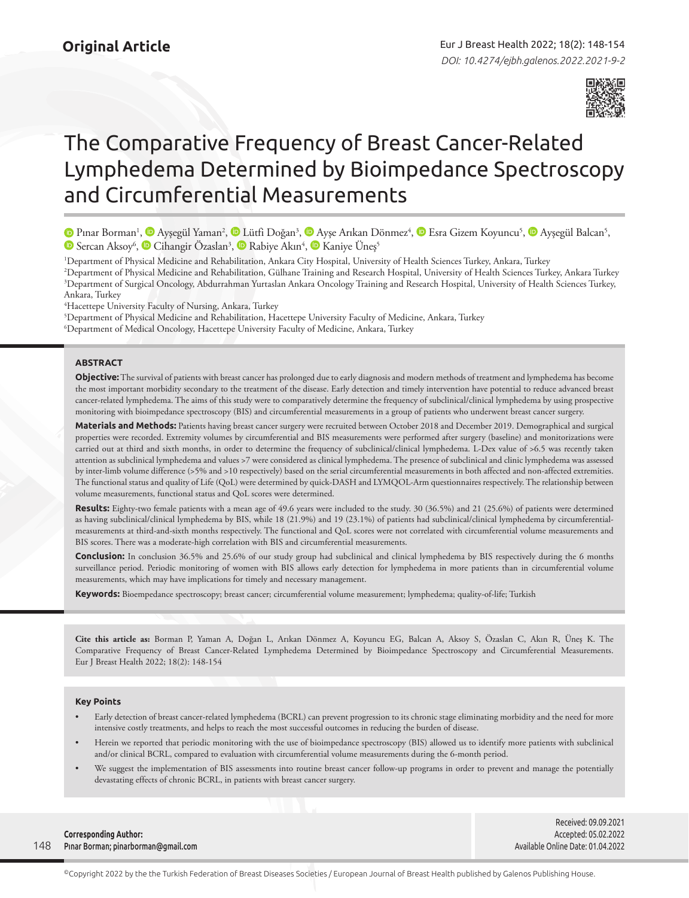**Original Article**

DOI: 10.4274/ejbh.galenos.2022.2021-9-2

# The Comparative Frequency of Breast Cancer-Related Lymphedema Determined by Bioimpedance Spectroscopy and Circumferential Measurements

Pınar Borman[1], Ayşegül Yaman[2], Lütfi Doğan[3], Ayşe Arıkan Dönmez[4], Esra Gizem Koyuncu[5], Ayşegül Balcan[5], Sercan Aksoy[6], Cihangir Özaslan[3], Rabiye Akın[4], Kaniye Üneş[5]

[1]Department of Physical Medicine and Rehabilitation, Ankara City Hospital, University of Health Sciences Turkey, Ankara, Turkey
[2]Department of Physical Medicine and Rehabilitation, Gülhane Training and Research Hospital, University of Health Sciences Turkey, Ankara Turkey
[3]Department of Surgical Oncology, Abdurrahman Yurtaslan Ankara Oncology Training and Research Hospital, University of Health Sciences Turkey, Ankara, Turkey
[4]Hacettepe University Faculty of Nursing, Ankara, Turkey
[5]Department of Physical Medicine and Rehabilitation, Hacettepe University Faculty of Medicine, Ankara, Turkey
[6]Department of Medical Oncology, Hacettepe University Faculty of Medicine, Ankara, Turkey

## ABSTRACT

**Objective:** The survival of patients with breast cancer has prolonged due to early diagnosis and modern methods of treatment and lymphedema has become the most important morbidity secondary to the treatment of the disease. Early detection and timely intervention have potential to reduce advanced breast cancer-related lymphedema. The aims of this study were to comparatively determine the frequency of subclinical/clinical lymphedema by using prospective monitoring with bioimpedance spectroscopy (BIS) and circumferential measurements in a group of patients who underwent breast cancer surgery.

**Materials and Methods:** Patients having breast cancer surgery were recruited between October 2018 and December 2019. Demographical and surgical properties were recorded. Extremity volumes by circumferential and BIS measurements were performed after surgery (baseline) and monitorizations were carried out at third and sixth months, in order to determine the frequency of subclinical/clinical lymphedema. L-Dex value of >6.5 was recently taken attention as subclinical lymphedema and values >7 were considered as clinical lymphedema. The presence of subclinical and clinic lymphedema was assessed by inter-limb volume difference (>5% and >10 respectively) based on the serial circumferential measurements in both affected and non-affected extremities. The functional status and quality of Life (QoL) were determined by quick-DASH and LYMQOL-Arm questionnaires respectively. The relationship between volume measurements, functional status and QoL scores were determined.

**Results:** Eighty-two female patients with a mean age of 49.6 years were included to the study. 30 (36.5%) and 21 (25.6%) of patients were determined as having subclinical/clinical lymphedema by BIS, while 18 (21.9%) and 19 (23.1%) of patients had subclinical/clinical lymphedema by circumferential-measurements at third-and-sixth months respectively. The functional and QoL scores were not correlated with circumferential volume measurements and BIS scores. There was a moderate-high correlation with BIS and circumferential measurements.

**Conclusion:** In conclusion 36.5% and 25.6% of our study group had subclinical and clinical lymphedema by BIS respectively during the 6 months surveillance period. Periodic monitoring of women with BIS allows early detection for lymphedema in more patients than in circumferential volume measurements, which may have implications for timely and necessary management.

**Keywords:** Bioempedance spectroscopy; breast cancer; circumferential volume measurement; lymphedema; quality-of-life; Turkish

**Cite this article as:** Borman P, Yaman A, Doğan L, Arıkan Dönmez A, Koyuncu EG, Balcan A, Aksoy S, Özaslan C, Akın R, Üneş K. The Comparative Frequency of Breast Cancer-Related Lymphedema Determined by Bioimpedance Spectroscopy and Circumferential Measurements. Eur J Breast Health 2022; 18(2): 148-154

### Key Points

- Early detection of breast cancer-related lymphedema (BCRL) can prevent progression to its chronic stage eliminating morbidity and the need for more intensive costly treatments, and helps to reach the most successful outcomes in reducing the burden of disease.
- Herein we reported that periodic monitoring with the use of bioimpedance spectroscopy (BIS) allowed us to identify more patients with subclinical and/or clinical BCRL, compared to evaluation with circumferential volume measurements during the 6-month period.
- We suggest the implementation of BIS assessments into routine breast cancer follow-up programs in order to prevent and manage the potentially devastating effects of chronic BCRL, in patients with breast cancer surgery.

**Corresponding Author:**
Pınar Borman; pinarborman@gmail.com

Received: 09.09.2021
Accepted: 05.02.2022
Available Online Date: 01.04.2022

©Copyright 2022 by the the Turkish Federation of Breast Diseases Societies / European Journal of Breast Health published by Galenos Publishing House.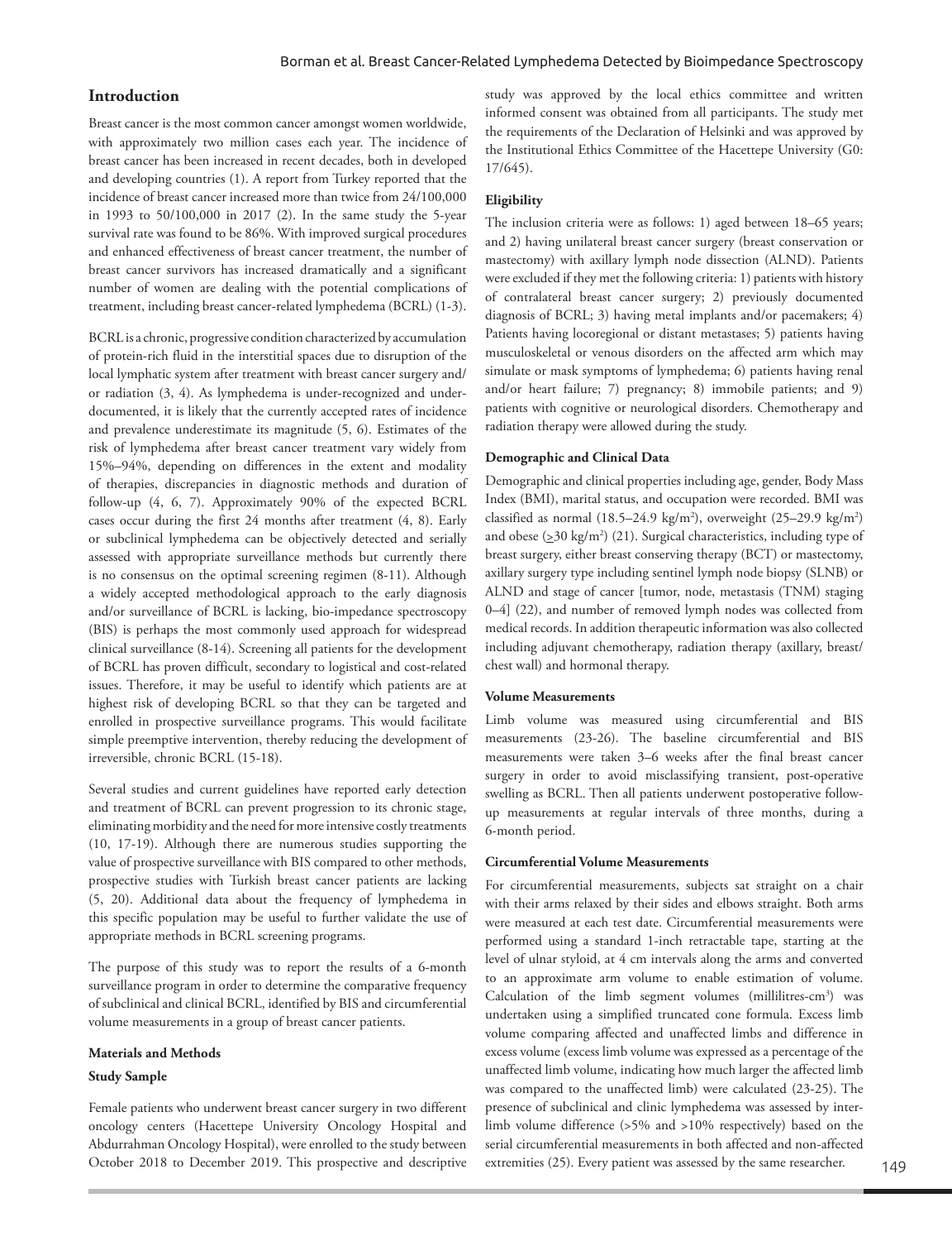## Introduction

Breast cancer is the most common cancer amongst women worldwide, with approximately two million cases each year. The incidence of breast cancer has been increased in recent decades, both in developed and developing countries (1). A report from Turkey reported that the incidence of breast cancer increased more than twice from 24/100,000 in 1993 to 50/100,000 in 2017 (2). In the same study the 5-year survival rate was found to be 86%. With improved surgical procedures and enhanced effectiveness of breast cancer treatment, the number of breast cancer survivors has increased dramatically and a significant number of women are dealing with the potential complications of treatment, including breast cancer-related lymphedema (BCRL) (1-3).

BCRL is a chronic, progressive condition characterized by accumulation of protein-rich fluid in the interstitial spaces due to disruption of the local lymphatic system after treatment with breast cancer surgery and/or radiation (3, 4). As lymphedema is under-recognized and under-documented, it is likely that the currently accepted rates of incidence and prevalence underestimate its magnitude (5, 6). Estimates of the risk of lymphedema after breast cancer treatment vary widely from 15%–94%, depending on differences in the extent and modality of therapies, discrepancies in diagnostic methods and duration of follow-up (4, 6, 7). Approximately 90% of the expected BCRL cases occur during the first 24 months after treatment (4, 8). Early or subclinical lymphedema can be objectively detected and serially assessed with appropriate surveillance methods but currently there is no consensus on the optimal screening regimen (8-11). Although a widely accepted methodological approach to the early diagnosis and/or surveillance of BCRL is lacking, bio-impedance spectroscopy (BIS) is perhaps the most commonly used approach for widespread clinical surveillance (8-14). Screening all patients for the development of BCRL has proven difficult, secondary to logistical and cost-related issues. Therefore, it may be useful to identify which patients are at highest risk of developing BCRL so that they can be targeted and enrolled in prospective surveillance programs. This would facilitate simple preemptive intervention, thereby reducing the development of irreversible, chronic BCRL (15-18).

Several studies and current guidelines have reported early detection and treatment of BCRL can prevent progression to its chronic stage, eliminating morbidity and the need for more intensive costly treatments (10, 17-19). Although there are numerous studies supporting the value of prospective surveillance with BIS compared to other methods, prospective studies with Turkish breast cancer patients are lacking (5, 20). Additional data about the frequency of lymphedema in this specific population may be useful to further validate the use of appropriate methods in BCRL screening programs.

The purpose of this study was to report the results of a 6-month surveillance program in order to determine the comparative frequency of subclinical and clinical BCRL, identified by BIS and circumferential volume measurements in a group of breast cancer patients.

## Materials and Methods

### Study Sample

Female patients who underwent breast cancer surgery in two different oncology centers (Hacettepe University Oncology Hospital and Abdurrahman Oncology Hospital), were enrolled to the study between October 2018 to December 2019. This prospective and descriptive study was approved by the local ethics committee and written informed consent was obtained from all participants. The study met the requirements of the Declaration of Helsinki and was approved by the Institutional Ethics Committee of the Hacettepe University (G0: 17/645).

### Eligibility

The inclusion criteria were as follows: 1) aged between 18–65 years; and 2) having unilateral breast cancer surgery (breast conservation or mastectomy) with axillary lymph node dissection (ALND). Patients were excluded if they met the following criteria: 1) patients with history of contralateral breast cancer surgery; 2) previously documented diagnosis of BCRL; 3) having metal implants and/or pacemakers; 4) Patients having locoregional or distant metastases; 5) patients having musculoskeletal or venous disorders on the affected arm which may simulate or mask symptoms of lymphedema; 6) patients having renal and/or heart failure; 7) pregnancy; 8) immobile patients; and 9) patients with cognitive or neurological disorders. Chemotherapy and radiation therapy were allowed during the study.

### Demographic and Clinical Data

Demographic and clinical properties including age, gender, Body Mass Index (BMI), marital status, and occupation were recorded. BMI was classified as normal (18.5–24.9 kg/m$^2$), overweight (25–29.9 kg/m$^2$) and obese ($\geq$30 kg/m$^2$) (21). Surgical characteristics, including type of breast surgery, either breast conserving therapy (BCT) or mastectomy, axillary surgery type including sentinel lymph node biopsy (SLNB) or ALND and stage of cancer [tumor, node, metastasis (TNM) staging 0–4] (22), and number of removed lymph nodes was collected from medical records. In addition therapeutic information was also collected including adjuvant chemotherapy, radiation therapy (axillary, breast/chest wall) and hormonal therapy.

### Volume Measurements

Limb volume was measured using circumferential and BIS measurements (23-26). The baseline circumferential and BIS measurements were taken 3–6 weeks after the final breast cancer surgery in order to avoid misclassifying transient, post-operative swelling as BCRL. Then all patients underwent postoperative follow-up measurements at regular intervals of three months, during a 6-month period.

### Circumferential Volume Measurements

For circumferential measurements, subjects sat straight on a chair with their arms relaxed by their sides and elbows straight. Both arms were measured at each test date. Circumferential measurements were performed using a standard 1-inch retractable tape, starting at the level of ulnar styloid, at 4 cm intervals along the arms and converted to an approximate arm volume to enable estimation of volume. Calculation of the limb segment volumes (millilitres-cm$^3$) was undertaken using a simplified truncated cone formula. Excess limb volume comparing affected and unaffected limbs and difference in excess volume (excess limb volume was expressed as a percentage of the unaffected limb volume, indicating how much larger the affected limb was compared to the unaffected limb) were calculated (23-25). The presence of subclinical and clinic lymphedema was assessed by inter-limb volume difference (>5% and >10% respectively) based on the serial circumferential measurements in both affected and non-affected extremities (25). Every patient was assessed by the same researcher.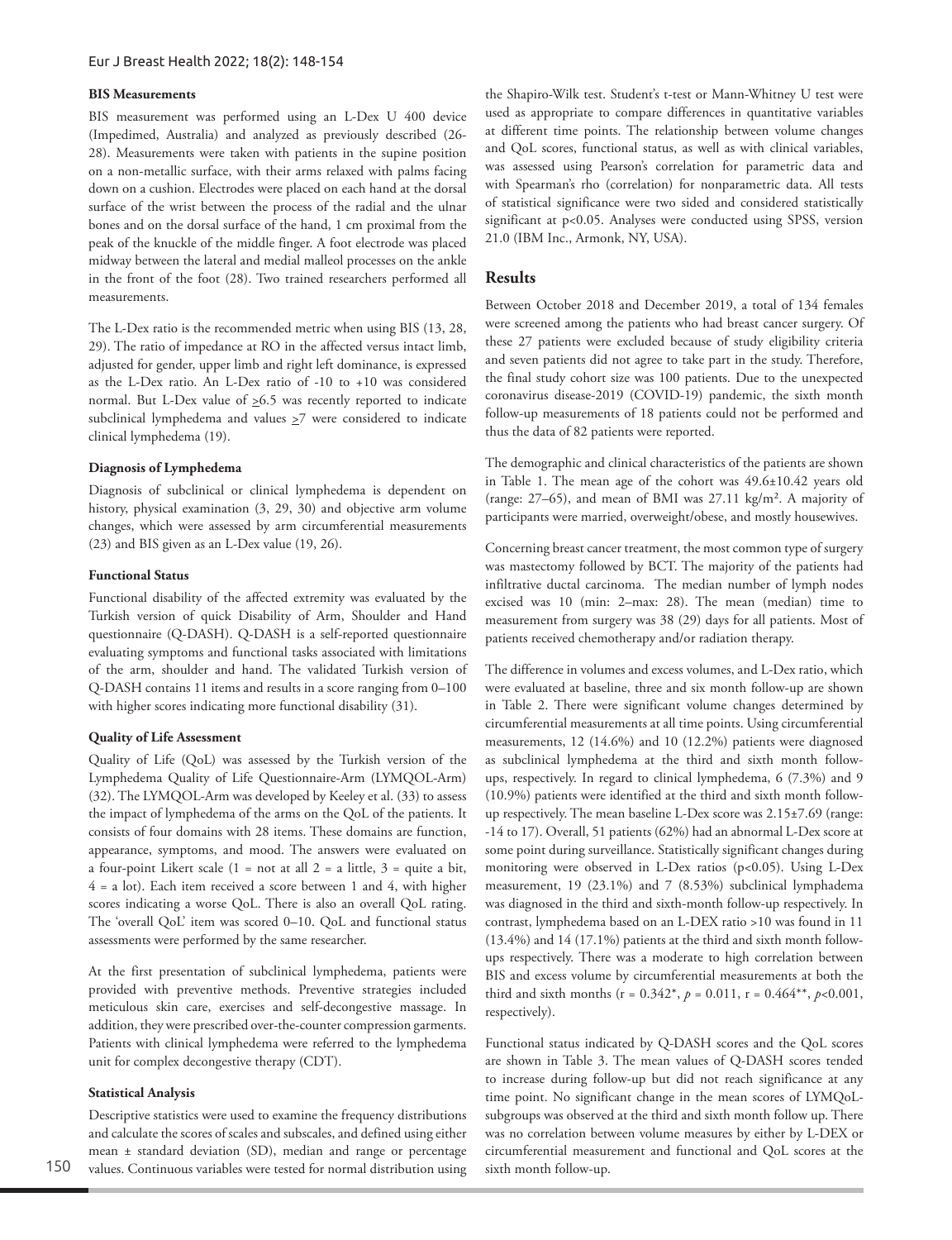#### BIS Measurements

BIS measurement was performed using an L-Dex U 400 device (Impedimed, Australia) and analyzed as previously described (26-28). Measurements were taken with patients in the supine position on a non-metallic surface, with their arms relaxed with palms facing down on a cushion. Electrodes were placed on each hand at the dorsal surface of the wrist between the process of the radial and the ulnar bones and on the dorsal surface of the hand, 1 cm proximal from the peak of the knuckle of the middle finger. A foot electrode was placed midway between the lateral and medial malleol processes on the ankle in the front of the foot (28). Two trained researchers performed all measurements.

The L-Dex ratio is the recommended metric when using BIS (13, 28, 29). The ratio of impedance at RO in the affected versus intact limb, adjusted for gender, upper limb and right left dominance, is expressed as the L-Dex ratio. An L-Dex ratio of -10 to +10 was considered normal. But L-Dex value of ≥6.5 was recently reported to indicate subclinical lymphedema and values ≥7 were considered to indicate clinical lymphedema (19).

#### Diagnosis of Lymphedema

Diagnosis of subclinical or clinical lymphedema is dependent on history, physical examination (3, 29, 30) and objective arm volume changes, which were assessed by arm circumferential measurements (23) and BIS given as an L-Dex value (19, 26).

#### Functional Status

Functional disability of the affected extremity was evaluated by the Turkish version of quick Disability of Arm, Shoulder and Hand questionnaire (Q-DASH). Q-DASH is a self-reported questionnaire evaluating symptoms and functional tasks associated with limitations of the arm, shoulder and hand. The validated Turkish version of Q-DASH contains 11 items and results in a score ranging from 0–100 with higher scores indicating more functional disability (31).

#### Quality of Life Assessment

Quality of Life (QoL) was assessed by the Turkish version of the Lymphedema Quality of Life Questionnaire-Arm (LYMQOL-Arm) (32). The LYMQOL-Arm was developed by Keeley et al. (33) to assess the impact of lymphedema of the arms on the QoL of the patients. It consists of four domains with 28 items. These domains are function, appearance, symptoms, and mood. The answers were evaluated on a four-point Likert scale (1 = not at all 2 = a little, 3 = quite a bit, 4 = a lot). Each item received a score between 1 and 4, with higher scores indicating a worse QoL. There is also an overall QoL rating. The 'overall QoL' item was scored 0–10. QoL and functional status assessments were performed by the same researcher.

At the first presentation of subclinical lymphedema, patients were provided with preventive methods. Preventive strategies included meticulous skin care, exercises and self-decongestive massage. In addition, they were prescribed over-the-counter compression garments. Patients with clinical lymphedema were referred to the lymphedema unit for complex decongestive therapy (CDT).

#### Statistical Analysis

Descriptive statistics were used to examine the frequency distributions and calculate the scores of scales and subscales, and defined using either mean ± standard deviation (SD), median and range or percentage values. Continuous variables were tested for normal distribution using the Shapiro-Wilk test. Student's t-test or Mann-Whitney U test were used as appropriate to compare differences in quantitative variables at different time points. The relationship between volume changes and QoL scores, functional status, as well as with clinical variables, was assessed using Pearson's correlation for parametric data and with Spearman's rho (correlation) for nonparametric data. All tests of statistical significance were two sided and considered statistically significant at $p<0.05$. Analyses were conducted using SPSS, version 21.0 (IBM Inc., Armonk, NY, USA).

## Results

Between October 2018 and December 2019, a total of 134 females were screened among the patients who had breast cancer surgery. Of these 27 patients were excluded because of study eligibility criteria and seven patients did not agree to take part in the study. Therefore, the final study cohort size was 100 patients. Due to the unexpected coronavirus disease-2019 (COVID-19) pandemic, the sixth month follow-up measurements of 18 patients could not be performed and thus the data of 82 patients were reported.

The demographic and clinical characteristics of the patients are shown in Table 1. The mean age of the cohort was 49.6±10.42 years old (range: 27–65), and mean of BMI was 27.11 kg/m². A majority of participants were married, overweight/obese, and mostly housewives.

Concerning breast cancer treatment, the most common type of surgery was mastectomy followed by BCT. The majority of the patients had infiltrative ductal carcinoma. The median number of lymph nodes excised was 10 (min: 2–max: 28). The mean (median) time to measurement from surgery was 38 (29) days for all patients. Most of patients received chemotherapy and/or radiation therapy.

The difference in volumes and excess volumes, and L-Dex ratio, which were evaluated at baseline, three and six month follow-up are shown in Table 2. There were significant volume changes determined by circumferential measurements at all time points. Using circumferential measurements, 12 (14.6%) and 10 (12.2%) patients were diagnosed as subclinical lymphedema at the third and sixth month follow-ups, respectively. In regard to clinical lymphedema, 6 (7.3%) and 9 (10.9%) patients were identified at the third and sixth month follow-up respectively. The mean baseline L-Dex score was 2.15±7.69 (range: -14 to 17). Overall, 51 patients (62%) had an abnormal L-Dex score at some point during surveillance. Statistically significant changes during monitoring were observed in L-Dex ratios ($p<0.05$). Using L-Dex measurement, 19 (23.1%) and 7 (8.53%) subclinical lymphadema was diagnosed in the third and sixth-month follow-up respectively. In contrast, lymphedema based on an L-DEX ratio >10 was found in 11 (13.4%) and 14 (17.1%) patients at the third and sixth month follow-ups respectively. There was a moderate to high correlation between BIS and excess volume by circumferential measurements at both the third and sixth months ($r = 0.342^{*}$, $p = 0.011$, $r = 0.464^{**}$, $p<0.001$, respectively).

Functional status indicated by Q-DASH scores and the QoL scores are shown in Table 3. The mean values of Q-DASH scores tended to increase during follow-up but did not reach significance at any time point. No significant change in the mean scores of LYMQoL-subgroups was observed at the third and sixth month follow up. There was no correlation between volume measures by either by L-DEX or circumferential measurement and functional and QoL scores at the sixth month follow-up.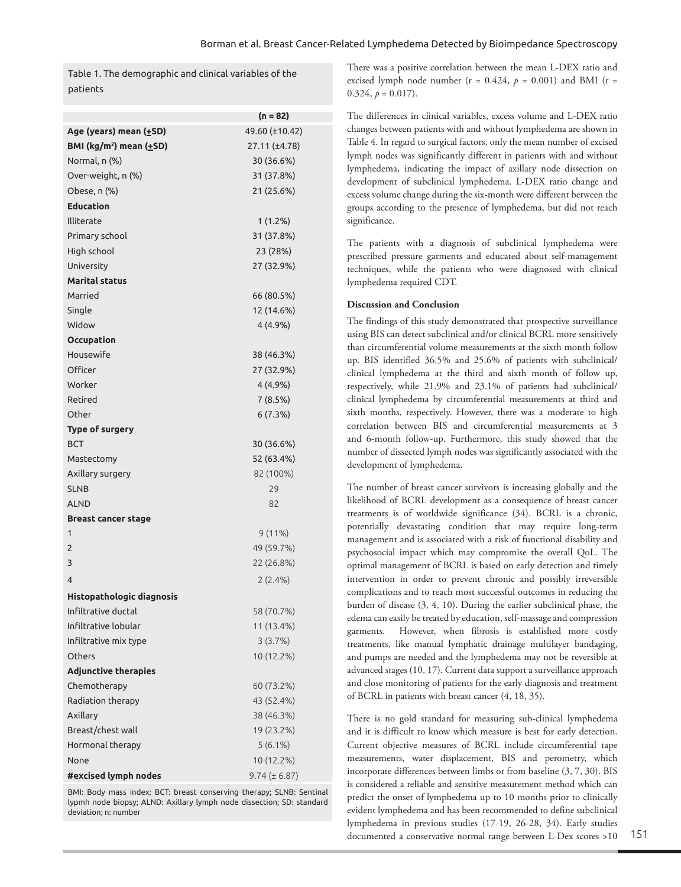Table 1. The demographic and clinical variables of the patients

| | (n = 82) |
|---|---|
| **Age (years) mean (±SD)** | 49.60 (±10.42) |
| **BMI (kg/m²) mean (±SD)** | 27.11 (±4.78) |
| Normal, n (%) | 30 (36.6%) |
| Over-weight, n (%) | 31 (37.8%) |
| Obese, n (%) | 21 (25.6%) |
| **Education** | |
| Illiterate | 1 (1.2%) |
| Primary school | 31 (37.8%) |
| High school | 23 (28%) |
| University | 27 (32.9%) |
| **Marital status** | |
| Married | 66 (80.5%) |
| Single | 12 (14.6%) |
| Widow | 4 (4.9%) |
| **Occupation** | |
| Housewife | 38 (46.3%) |
| Officer | 27 (32.9%) |
| Worker | 4 (4.9%) |
| Retired | 7 (8.5%) |
| Other | 6 (7.3%) |
| **Type of surgery** | |
| BCT | 30 (36.6%) |
| Mastectomy | 52 (63.4%) |
| Axillary surgery | 82 (100%) |
| SLNB | 29 |
| ALND | 82 |
| **Breast cancer stage** | |
| 1 | 9 (11%) |
| 2 | 49 (59.7%) |
| 3 | 22 (26.8%) |
| 4 | 2 (2.4%) |
| **Histopathologic diagnosis** | |
| Infiltrative ductal | 58 (70.7%) |
| Infiltrative lobular | 11 (13.4%) |
| Infiltrative mix type | 3 (3.7%) |
| Others | 10 (12.2%) |
| **Adjunctive therapies** | |
| Chemotherapy | 60 (73.2%) |
| Radiation therapy | 43 (52.4%) |
| Axillary | 38 (46.3%) |
| Breast/chest wall | 19 (23.2%) |
| Hormonal therapy | 5 (6.1%) |
| None | 10 (12.2%) |
| **#excised lymph nodes** | 9.74 (± 6.87) |

BMI: Body mass index; BCT: breast conserving therapy; SLNB: Sentinal lypmh node biopsy; ALND: Axillary lymph node dissection; SD: standard deviation; n: number

There was a positive correlation between the mean L-DEX ratio and excised lymph node number ($r = 0.424$, $p = 0.001$) and BMI ($r = 0.324$, $p = 0.017$).

The differences in clinical variables, excess volume and L-DEX ratio changes between patients with and without lymphedema are shown in Table 4. In regard to surgical factors, only the mean number of excised lymph nodes was significantly different in patients with and without lymphedema, indicating the impact of axillary node dissection on development of subclinical lymphedema. L-DEX ratio change and excess volume change during the six-month were different between the groups according to the presence of lymphedema, but did not reach significance.

The patients with a diagnosis of subclinical lymphedema were prescribed pressure garments and educated about self-management techniques, while the patients who were diagnosed with clinical lymphedema required CDT.

## Discussion and Conclusion

The findings of this study demonstrated that prospective surveillance using BIS can detect subclinical and/or clinical BCRL more sensitively than circumferential volume measurements at the sixth month follow up. BIS identified 36.5% and 25.6% of patients with subclinical/clinical lymphedema at the third and sixth month of follow up, respectively, while 21.9% and 23.1% of patients had subclinical/clinical lymphedema by circumferential measurements at third and sixth months, respectively. However, there was a moderate to high correlation between BIS and circumferential measurements at 3 and 6-month follow-up. Furthermore, this study showed that the number of dissected lymph nodes was significantly associated with the development of lymphedema.

The number of breast cancer survivors is increasing globally and the likelihood of BCRL development as a consequence of breast cancer treatments is of worldwide significance (34). BCRL is a chronic, potentially devastating condition that may require long-term management and is associated with a risk of functional disability and psychosocial impact which may compromise the overall QoL. The optimal management of BCRL is based on early detection and timely intervention in order to prevent chronic and possibly irreversible complications and to reach most successful outcomes in reducing the burden of disease (3, 4, 10). During the earlier subclinical phase, the edema can easily be treated by education, self-massage and compression garments. However, when fibrosis is established more costly treatments, like manual lymphatic drainage multilayer bandaging, and pumps are needed and the lymphedema may not be reversible at advanced stages (10, 17). Current data support a surveillance approach and close monitoring of patients for the early diagnosis and treatment of BCRL in patients with breast cancer (4, 18, 35).

There is no gold standard for measuring sub-clinical lymphedema and it is difficult to know which measure is best for early detection. Current objective measures of BCRL include circumferential tape measurements, water displacement, BIS and perometry, which incorporate differences between limbs or from baseline (3, 7, 30). BIS is considered a reliable and sensitive measurement method which can predict the onset of lymphedema up to 10 months prior to clinically evident lymphedema and has been recommended to define subclinical lymphedema in previous studies (17-19, 26-28, 34). Early studies documented a conservative normal range between L-Dex scores >10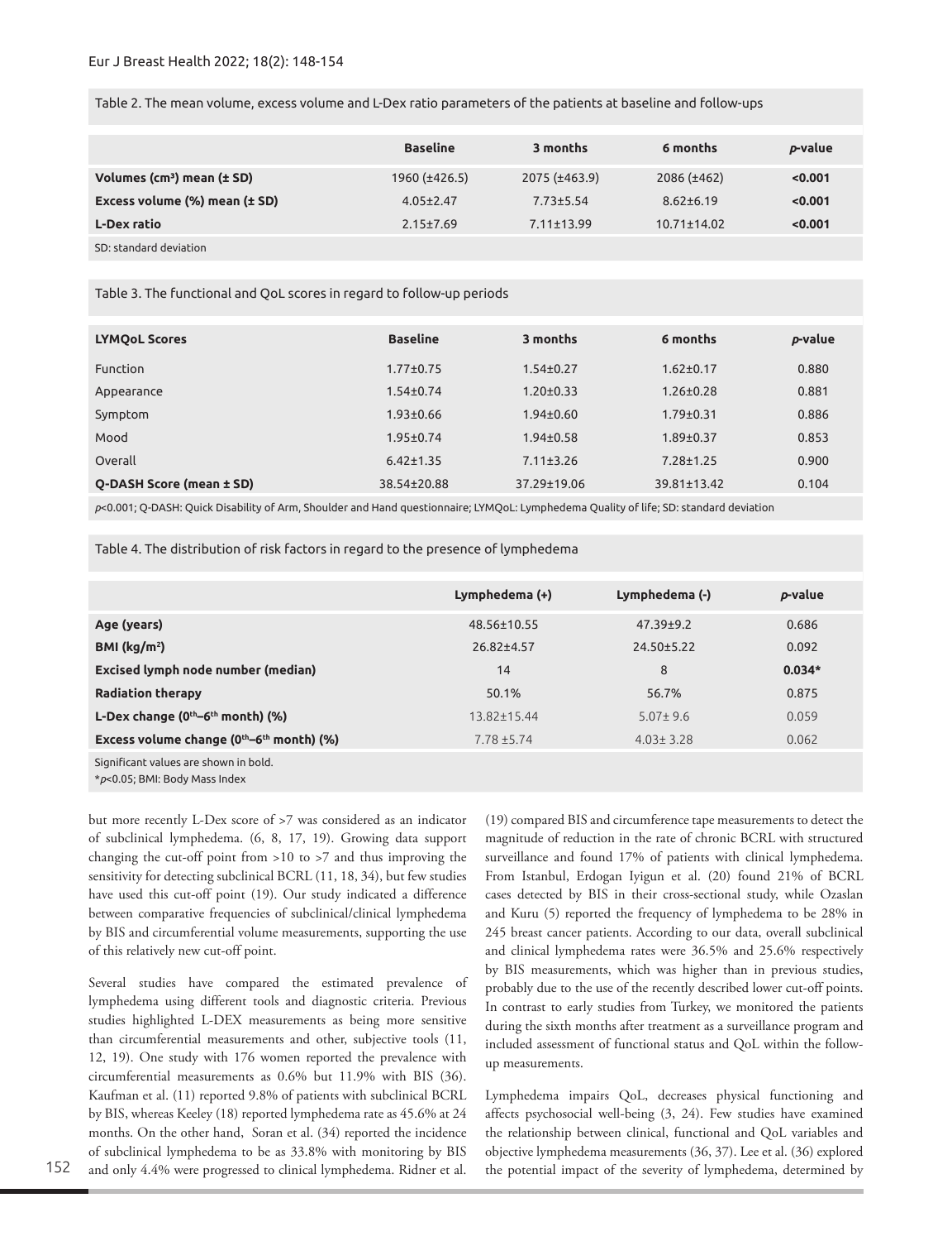Table 2. The mean volume, excess volume and L-Dex ratio parameters of the patients at baseline and follow-ups

| | Baseline | 3 months | 6 months | *p*-value |
|---|---|---|---|---|
| **Volumes (cm$^3$) mean (± SD)** | 1960 (±426.5) | 2075 (±463.9) | 2086 (±462) | **<0.001** |
| **Excess volume (%) mean (± SD)** | 4.05±2.47 | 7.73±5.54 | 8.62±6.19 | **<0.001** |
| **L-Dex ratio** | 2.15±7.69 | 7.11±13.99 | 10.71±14.02 | **<0.001** |

SD: standard deviation

Table 3. The functional and QoL scores in regard to follow-up periods

| **LYMQoL Scores** | Baseline | 3 months | 6 months | *p*-value |
|---|---|---|---|---|
| Function | 1.77±0.75 | 1.54±0.27 | 1.62±0.17 | 0.880 |
| Appearance | 1.54±0.74 | 1.20±0.33 | 1.26±0.28 | 0.881 |
| Symptom | 1.93±0.66 | 1.94±0.60 | 1.79±0.31 | 0.886 |
| Mood | 1.95±0.74 | 1.94±0.58 | 1.89±0.37 | 0.853 |
| Overall | 6.42±1.35 | 7.11±3.26 | 7.28±1.25 | 0.900 |
| **Q-DASH Score (mean ± SD)** | 38.54±20.88 | 37.29±19.06 | 39.81±13.42 | 0.104 |

*p*<0.001; Q-DASH: Quick Disability of Arm, Shoulder and Hand questionnaire; LYMQoL: Lymphedema Quality of life; SD: standard deviation

Table 4. The distribution of risk factors in regard to the presence of lymphedema

| | Lymphedema (+) | Lymphedema (-) | *p*-value |
|---|---|---|---|
| **Age (years)** | 48.56±10.55 | 47.39±9.2 | 0.686 |
| **BMI (kg/m$^2$)** | 26.82±4.57 | 24.50±5.22 | 0.092 |
| **Excised lymph node number (median)** | 14 | 8 | **0.034*** |
| **Radiation therapy** | 50.1% | 56.7% | 0.875 |
| **L-Dex change (0$^{th}$–6$^{th}$ month) (%)** | 13.82±15.44 | 5.07± 9.6 | 0.059 |
| **Excess volume change (0$^{th}$–6$^{th}$ month) (%)** | 7.78 ±5.74 | 4.03± 3.28 | 0.062 |

Significant values are shown in bold.
**p*<0.05; BMI: Body Mass Index

but more recently L-Dex score of >7 was considered as an indicator of subclinical lymphedema. (6, 8, 17, 19). Growing data support changing the cut-off point from >10 to >7 and thus improving the sensitivity for detecting subclinical BCRL (11, 18, 34), but few studies have used this cut-off point (19). Our study indicated a difference between comparative frequencies of subclinical/clinical lymphedema by BIS and circumferential volume measurements, supporting the use of this relatively new cut-off point.

Several studies have compared the estimated prevalence of lymphedema using different tools and diagnostic criteria. Previous studies highlighted L-DEX measurements as being more sensitive than circumferential measurements and other, subjective tools (11, 12, 19). One study with 176 women reported the prevalence with circumferential measurements as 0.6% but 11.9% with BIS (36). Kaufman et al. (11) reported 9.8% of patients with subclinical BCRL by BIS, whereas Keeley (18) reported lymphedema rate as 45.6% at 24 months. On the other hand, Soran et al. (34) reported the incidence of subclinical lymphedema to be as 33.8% with monitoring by BIS and only 4.4% were progressed to clinical lymphedema. Ridner et al. (19) compared BIS and circumference tape measurements to detect the magnitude of reduction in the rate of chronic BCRL with structured surveillance and found 17% of patients with clinical lymphedema. From Istanbul, Erdogan Iyigun et al. (20) found 21% of BCRL cases detected by BIS in their cross-sectional study, while Ozaslan and Kuru (5) reported the frequency of lymphedema to be 28% in 245 breast cancer patients. According to our data, overall subclinical and clinical lymphedema rates were 36.5% and 25.6% respectively by BIS measurements, which was higher than in previous studies, probably due to the use of the recently described lower cut-off points. In contrast to early studies from Turkey, we monitored the patients during the sixth months after treatment as a surveillance program and included assessment of functional status and QoL within the follow-up measurements.

Lymphedema impairs QoL, decreases physical functioning and affects psychosocial well-being (3, 24). Few studies have examined the relationship between clinical, functional and QoL variables and objective lymphedema measurements (36, 37). Lee et al. (36) explored the potential impact of the severity of lymphedema, determined by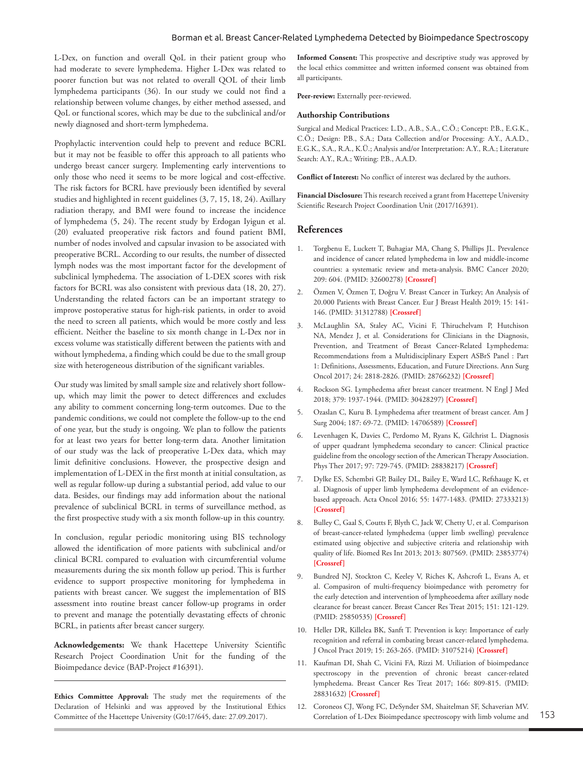L-Dex, on function and overall QoL in their patient group who had moderate to severe lymphedema. Higher L-Dex was related to poorer function but was not related to overall QOL of their limb lymphedema participants (36). In our study we could not find a relationship between volume changes, by either method assessed, and QoL or functional scores, which may be due to the subclinical and/or newly diagnosed and short-term lymphedema.

Prophylactic intervention could help to prevent and reduce BCRL but it may not be feasible to offer this approach to all patients who undergo breast cancer surgery. Implementing early interventions to only those who need it seems to be more logical and cost-effective. The risk factors for BCRL have previously been identified by several studies and highlighted in recent guidelines (3, 7, 15, 18, 24). Axillary radiation therapy, and BMI were found to increase the incidence of lymphedema (5, 24). The recent study by Erdogan Iyigun et al. (20) evaluated preoperative risk factors and found patient BMI, number of nodes involved and capsular invasion to be associated with preoperative BCRL. According to our results, the number of dissected lymph nodes was the most important factor for the development of subclinical lymphedema. The association of L-DEX scores with risk factors for BCRL was also consistent with previous data (18, 20, 27). Understanding the related factors can be an important strategy to improve postoperative status for high-risk patients, in order to avoid the need to screen all patients, which would be more costly and less efficient. Neither the baseline to six month change in L-Dex nor in excess volume was statistically different between the patients with and without lymphedema, a finding which could be due to the small group size with heterogeneous distribution of the significant variables.

Our study was limited by small sample size and relatively short follow-up, which may limit the power to detect differences and excludes any ability to comment concerning long-term outcomes. Due to the pandemic conditions, we could not complete the follow-up to the end of one year, but the study is ongoing. We plan to follow the patients for at least two years for better long-term data. Another limitation of our study was the lack of preoperative L-Dex data, which may limit definitive conclusions. However, the prospective design and implementation of L-DEX in the first month at initial consultation, as well as regular follow-up during a substantial period, add value to our data. Besides, our findings may add information about the national prevalence of subclinical BCRL in terms of surveillance method, as the first prospective study with a six month follow-up in this country.

In conclusion, regular periodic monitoring using BIS technology allowed the identification of more patients with subclinical and/or clinical BCRL compared to evaluation with circumferential volume measurements during the six month follow up period. This is further evidence to support prospective monitoring for lymphedema in patients with breast cancer. We suggest the implementation of BIS assessment into routine breast cancer follow-up programs in order to prevent and manage the potentially devastating effects of chronic BCRL, in patients after breast cancer surgery.

**Acknowledgements:** We thank Hacettepe University Scientific Research Project Coordination Unit for the funding of the Bioimpedance device (BAP-Project #16391).

---

**Ethics Committee Approval:** The study met the requirements of the Declaration of Helsinki and was approved by the Institutional Ethics Committee of the Hacettepe University (G0:17/645, date: 27.09.2017).

**Informed Consent:** This prospective and descriptive study was approved by the local ethics committee and written informed consent was obtained from all participants.

**Peer-review:** Externally peer-reviewed.

### Authorship Contributions

Surgical and Medical Practices: L.D., A.B., S.A., C.Ö.; Concept: P.B., E.G.K., C.Ö.; Design: P.B., S.A.; Data Collection and/or Processing: A.Y., A.A.D., E.G.K., S.A., R.A., K.Ü.; Analysis and/or Interpretation: A.Y., R.A.; Literature Search: A.Y., R.A.; Writing: P.B., A.A.D.

**Conflict of Interest:** No conflict of interest was declared by the authors.

**Financial Disclosure:** This research received a grant from Hacettepe University Scientific Research Project Coordination Unit (2017/16391).

## References

1. Torgbenu E, Luckett T, Buhagiar MA, Chang S, Phillips JL. Prevalence and incidence of cancer related lymphedema in low and middle-income countries: a systematic review and meta-analysis. BMC Cancer 2020; 209: 604. (PMID: 32600278) [Crossref]
2. Özmen V, Özmen T, Doğru V. Breast Cancer in Turkey; An Analysis of 20.000 Patients with Breast Cancer. Eur J Breast Health 2019; 15: 141-146. (PMID: 31312788) [Crossref]
3. McLaughlin SA, Staley AC, Vicini F, Thiruchelvam P, Hutchison NA, Mendez J, et al. Considerations for Clinicians in the Diagnosis, Prevention, and Treatment of Breast Cancer-Related Lymphedema: Recommendations from a Multidisciplinary Expert ASBrS Panel : Part 1: Definitions, Assessments, Education, and Future Directions. Ann Surg Oncol 2017; 24: 2818-2826. (PMID: 28766232) [Crossref]
4. Rockson SG. Lymphedema after breast cancer treatment. N Engl J Med 2018; 379: 1937-1944. (PMID: 30428297) [Crossref]
5. Ozaslan C, Kuru B. Lymphedema after treatment of breast cancer. Am J Surg 2004; 187: 69-72. (PMID: 14706589) [Crossref]
6. Levenhagen K, Davies C, Perdomo M, Ryans K, Gilchrist L. Diagnosis of upper quadrant lymphedema secondary to cancer: Clinical practice guideline from the oncology section of the American Therapy Association. Phys Ther 2017; 97: 729-745. (PMID: 28838217) [Crossref]
7. Dylke ES, Schembri GP, Bailey DL, Bailey E, Ward LC, Refshauge K, et al. Diagnosis of upper limb lymphedema development of an evidence-based approach. Acta Oncol 2016; 55: 1477-1483. (PMID: 27333213) [Crossref]
8. Bulley C, Gaal S, Coutts F, Blyth C, Jack W, Chetty U, et al. Comparison of breast-cancer-related lymphedema (upper limb swelling) prevalence estimated using objective and subjective criteria and relationship with quality of life. Biomed Res Int 2013; 2013: 807569. (PMID: 23853774) [Crossref]
9. Bundred NJ, Stockton C, Keeley V, Riches K, Ashcroft L, Evans A, et al. Compasiron of multi-frequency bioimpedance with perometry for the early detection and intervention of lympheoedema after axillary node clearance for breast cancer. Breast Cancer Res Treat 2015; 151: 121-129. (PMID: 25850535) [Crossref]
10. Heller DR, Killelea BK, Sanft T. Prevention is key: Importance of early recognition and referral in combating breast cancer-related lymphedema. J Oncol Pract 2019; 15: 263-265. (PMID: 31075214) [Crossref]
11. Kaufman DI, Shah C, Vicini FA, Rizzi M. Utiliation of bioimpedance spectroscopy in the prevention of chronic breast cancer-related lymphedema. Breast Cancer Res Treat 2017; 166: 809-815. (PMID: 28831632) [Crossref]
12. Coroneos CJ, Wong FC, DeSynder SM, Shaitelman SF, Schaverian MV. Correlation of L-Dex Bioimpedance spectroscopy with limb volume and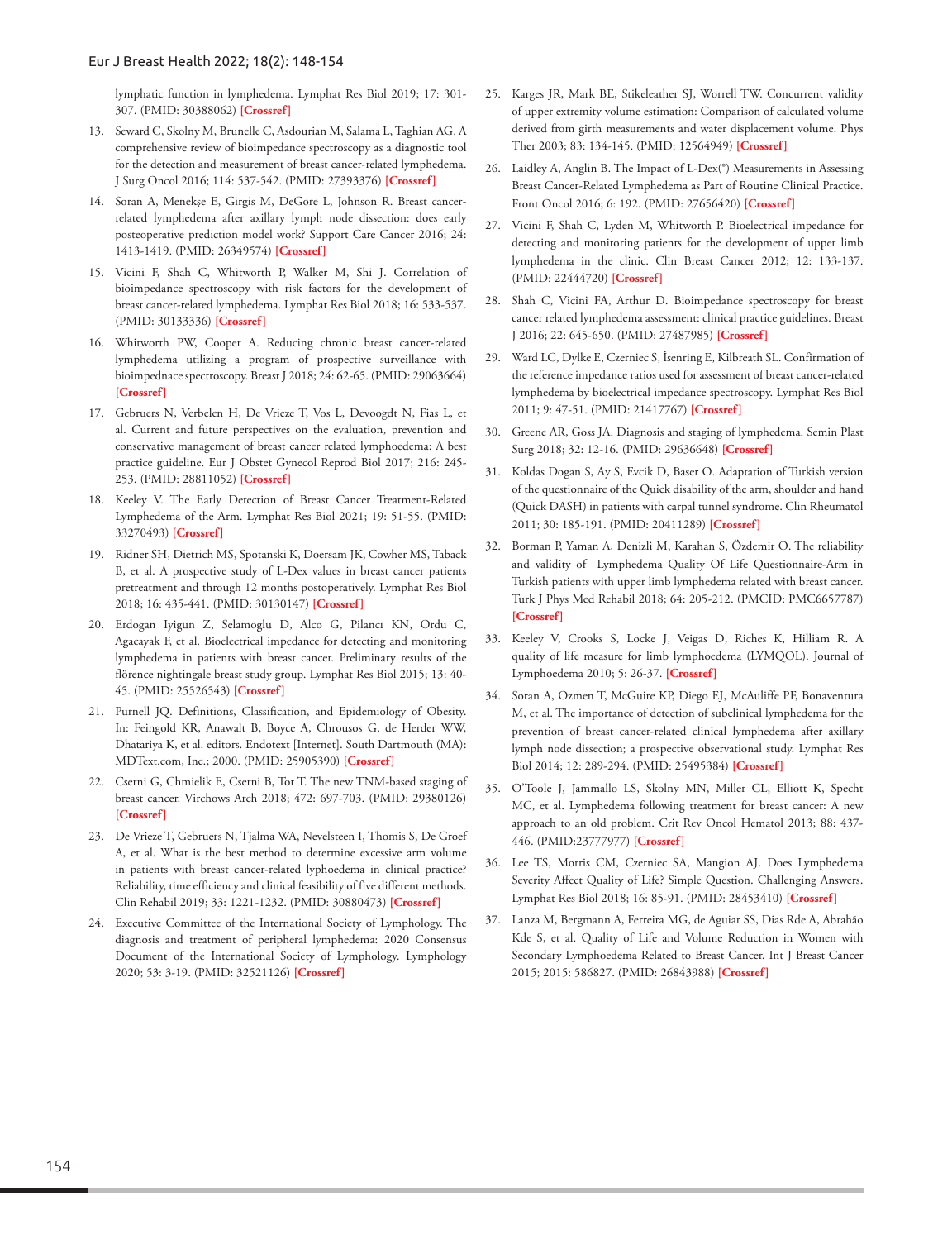lymphatic function in lymphedema. Lymphat Res Biol 2019; 17: 301-307. (PMID: 30388062) [Crossref]

13. Seward C, Skolny M, Brunelle C, Asdourian M, Salama L, Taghian AG. A comprehensive review of bioimpedance spectroscopy as a diagnostic tool for the detection and measurement of breast cancer-related lymphedema. J Surg Oncol 2016; 114: 537-542. (PMID: 27393376) [Crossref]
14. Soran A, Menekşe E, Girgis M, DeGore L, Johnson R. Breast cancer-related lymphedema after axillary lymph node dissection: does early postoperative prediction model work? Support Care Cancer 2016; 24: 1413-1419. (PMID: 26349574) [Crossref]
15. Vicini F, Shah C, Whitworth P, Walker M, Shi J. Correlation of bioimpedance spectroscopy with risk factors for the development of breast cancer-related lymphedema. Lymphat Res Biol 2018; 16: 533-537. (PMID: 30133336) [Crossref]
16. Whitworth PW, Cooper A. Reducing chronic breast cancer-related lymphedema utilizing a program of prospective surveillance with bioimpednace spectroscopy. Breast J 2018; 24: 62-65. (PMID: 29063664) [Crossref]
17. Gebruers N, Verbelen H, De Vrieze T, Vos L, Devoogdt N, Fias L, et al. Current and future perspectives on the evaluation, prevention and conservative management of breast cancer related lymphoedema: A best practice guideline. Eur J Obstet Gynecol Reprod Biol 2017; 216: 245-253. (PMID: 28811052) [Crossref]
18. Keeley V. The Early Detection of Breast Cancer Treatment-Related Lymphedema of the Arm. Lymphat Res Biol 2021; 19: 51-55. (PMID: 33270493) [Crossref]
19. Ridner SH, Dietrich MS, Spotanski K, Doersam JK, Cowher MS, Taback B, et al. A prospective study of L-Dex values in breast cancer patients pretreatment and through 12 months postoperatively. Lymphat Res Biol 2018; 16: 435-441. (PMID: 30130147) [Crossref]
20. Erdogan Iyigun Z, Selamoglu D, Alco G, Pilancı KN, Ordu C, Agacayak F, et al. Bioelectrical impedance for detecting and monitoring lymphedema in patients with breast cancer. Preliminary results of the flörence nightingale breast study group. Lymphat Res Biol 2015; 13: 40-45. (PMID: 25526543) [Crossref]
21. Purnell JQ. Definitions, Classification, and Epidemiology of Obesity. In: Feingold KR, Anawalt B, Boyce A, Chrousos G, de Herder WW, Dhatariya K, et al. editors. Endotext [Internet]. South Dartmouth (MA): MDText.com, Inc.; 2000. (PMID: 25905390) [Crossref]
22. Cserni G, Chmielik E, Cserni B, Tot T. The new TNM-based staging of breast cancer. Virchows Arch 2018; 472: 697-703. (PMID: 29380126) [Crossref]
23. De Vrieze T, Gebruers N, Tjalma WA, Nevelsteen I, Thomis S, De Groef A, et al. What is the best method to determine excessive arm volume in patients with breast cancer-related lyphoedema in clinical practice? Reliability, time efficiency and clinical feasibility of five different methods. Clin Rehabil 2019; 33: 1221-1232. (PMID: 30880473) [Crossref]
24. Executive Committee of the International Society of Lymphology. The diagnosis and treatment of peripheral lymphedema: 2020 Consensus Document of the International Society of Lymphology. Lymphology 2020; 53: 3-19. (PMID: 32521126) [Crossref]
25. Karges JR, Mark BE, Stikeleather SJ, Worrell TW. Concurrent validity of upper extremity volume estimation: Comparison of calculated volume derived from girth measurements and water displacement volume. Phys Ther 2003; 83: 134-145. (PMID: 12564949) [Crossref]
26. Laidley A, Anglin B. The Impact of L-Dex(®) Measurements in Assessing Breast Cancer-Related Lymphedema as Part of Routine Clinical Practice. Front Oncol 2016; 6: 192. (PMID: 27656420) [Crossref]
27. Vicini F, Shah C, Lyden M, Whitworth P. Bioelectrical impedance for detecting and monitoring patients for the development of upper limb lymphedema in the clinic. Clin Breast Cancer 2012; 12: 133-137. (PMID: 22444720) [Crossref]
28. Shah C, Vicini FA, Arthur D. Bioimpedance spectroscopy for breast cancer related lymphedema assessment: clinical practice guidelines. Breast J 2016; 22: 645-650. (PMID: 27487985) [Crossref]
29. Ward LC, Dylke E, Czerniec S, İsenring E, Kilbreath SL. Confirmation of the reference impedance ratios used for assessment of breast cancer-related lymphedema by bioelectrical impedance spectroscopy. Lymphat Res Biol 2011; 9: 47-51. (PMID: 21417767) [Crossref]
30. Greene AR, Goss JA. Diagnosis and staging of lymphedema. Semin Plast Surg 2018; 32: 12-16. (PMID: 29636648) [Crossref]
31. Koldas Dogan S, Ay S, Evcik D, Baser O. Adaptation of Turkish version of the questionnaire of the Quick disability of the arm, shoulder and hand (Quick DASH) in patients with carpal tunnel syndrome. Clin Rheumatol 2011; 30: 185-191. (PMID: 20411289) [Crossref]
32. Borman P, Yaman A, Denizli M, Karahan S, Özdemir O. The reliability and validity of Lymphedema Quality Of Life Questionnaire-Arm in Turkish patients with upper limb lymphedema related with breast cancer. Turk J Phys Med Rehabil 2018; 64: 205-212. (PMCID: PMC6657787) [Crossref]
33. Keeley V, Crooks S, Locke J, Veigas D, Riches K, Hilliam R. A quality of life measure for limb lymphoedema (LYMQOL). Journal of Lymphoedema 2010; 5: 26-37. [Crossref]
34. Soran A, Ozmen T, McGuire KP, Diego EJ, McAuliffe PF, Bonaventura M, et al. The importance of detection of subclinical lymphedema for the prevention of breast cancer-related clinical lymphedema after axillary lymph node dissection; a prospective observational study. Lymphat Res Biol 2014; 12: 289-294. (PMID: 25495384) [Crossref]
35. O'Toole J, Jammallo LS, Skolny MN, Miller CL, Elliott K, Specht MC, et al. Lymphedema following treatment for breast cancer: A new approach to an old problem. Crit Rev Oncol Hematol 2013; 88: 437-446. (PMID:23777977) [Crossref]
36. Lee TS, Morris CM, Czerniec SA, Mangion AJ. Does Lymphedema Severity Affect Quality of Life? Simple Question. Challenging Answers. Lymphat Res Biol 2018; 16: 85-91. (PMID: 28453410) [Crossref]
37. Lanza M, Bergmann A, Ferreira MG, de Aguiar SS, Dias Rde A, Abrahão Kde S, et al. Quality of Life and Volume Reduction in Women with Secondary Lymphoedema Related to Breast Cancer. Int J Breast Cancer 2015; 2015: 586827. (PMID: 26843988) [Crossref]